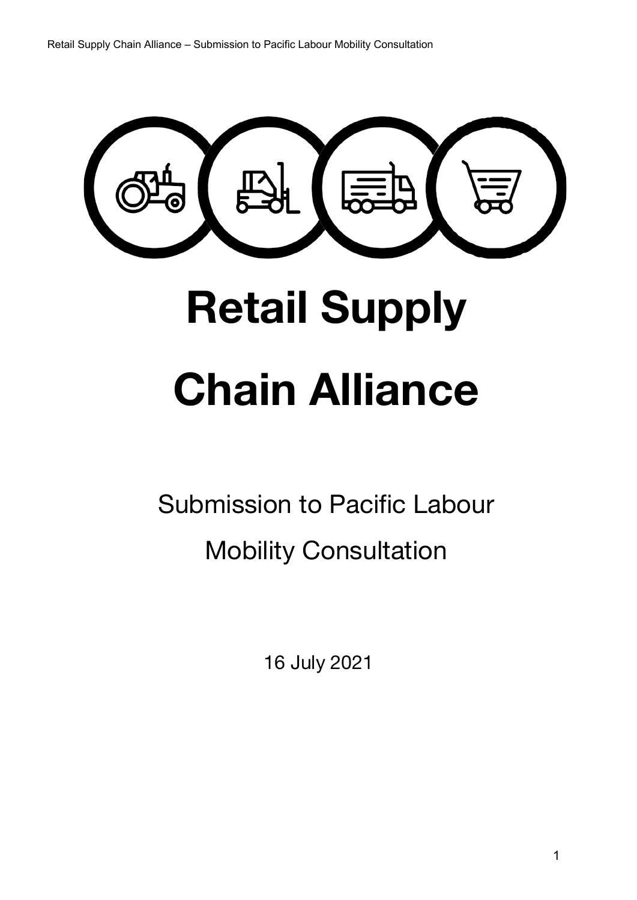# Retail Supply Chain Alliance

Submission to Pacific Labour Mobility Consultation

16 July 2021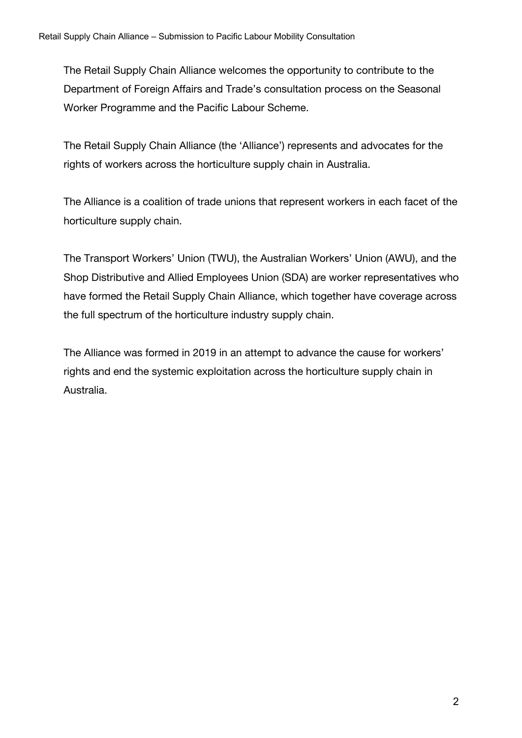The Retail Supply Chain Alliance welcomes the opportunity to contribute to the Department of Foreign Affairs and Trade's consultation process on the Seasonal Worker Programme and the Pacific Labour Scheme.

The Retail Supply Chain Alliance (the 'Alliance') represents and advocates for the rights of workers across the horticulture supply chain in Australia.

The Alliance is a coalition of trade unions that represent workers in each facet of the horticulture supply chain.

The Transport Workers' Union (TWU), the Australian Workers' Union (AWU), and the Shop Distributive and Allied Employees Union (SDA) are worker representatives who have formed the Retail Supply Chain Alliance, which together have coverage across the full spectrum of the horticulture industry supply chain.

The Alliance was formed in 2019 in an attempt to advance the cause for workers' rights and end the systemic exploitation across the horticulture supply chain in Australia.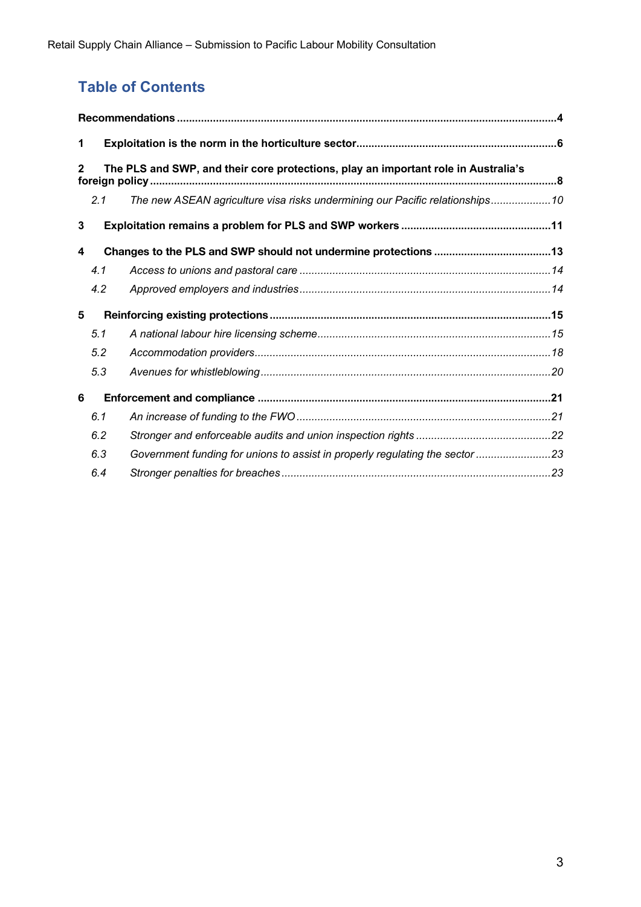## Table of Contents

**Recommendations** .......... **4**

**1 Exploitation is the norm in the horticulture sector** .......... **6**

**2 The PLS and SWP, and their core protections, play an important role in Australia's foreign policy** .......... **8**

*2.1 The new ASEAN agriculture visa risks undermining our Pacific relationships* .......... *10*

**3 Exploitation remains a problem for PLS and SWP workers** .......... **11**

**4 Changes to the PLS and SWP should not undermine protections** .......... **13**

*4.1 Access to unions and pastoral care* .......... *14*

*4.2 Approved employers and industries* .......... *14*

**5 Reinforcing existing protections** .......... **15**

*5.1 A national labour hire licensing scheme* .......... *15*

*5.2 Accommodation providers* .......... *18*

*5.3 Avenues for whistleblowing* .......... *20*

**6 Enforcement and compliance** .......... **21**

*6.1 An increase of funding to the FWO* .......... *21*

*6.2 Stronger and enforceable audits and union inspection rights* .......... *22*

*6.3 Government funding for unions to assist in properly regulating the sector* .......... *23*

*6.4 Stronger penalties for breaches* .......... *23*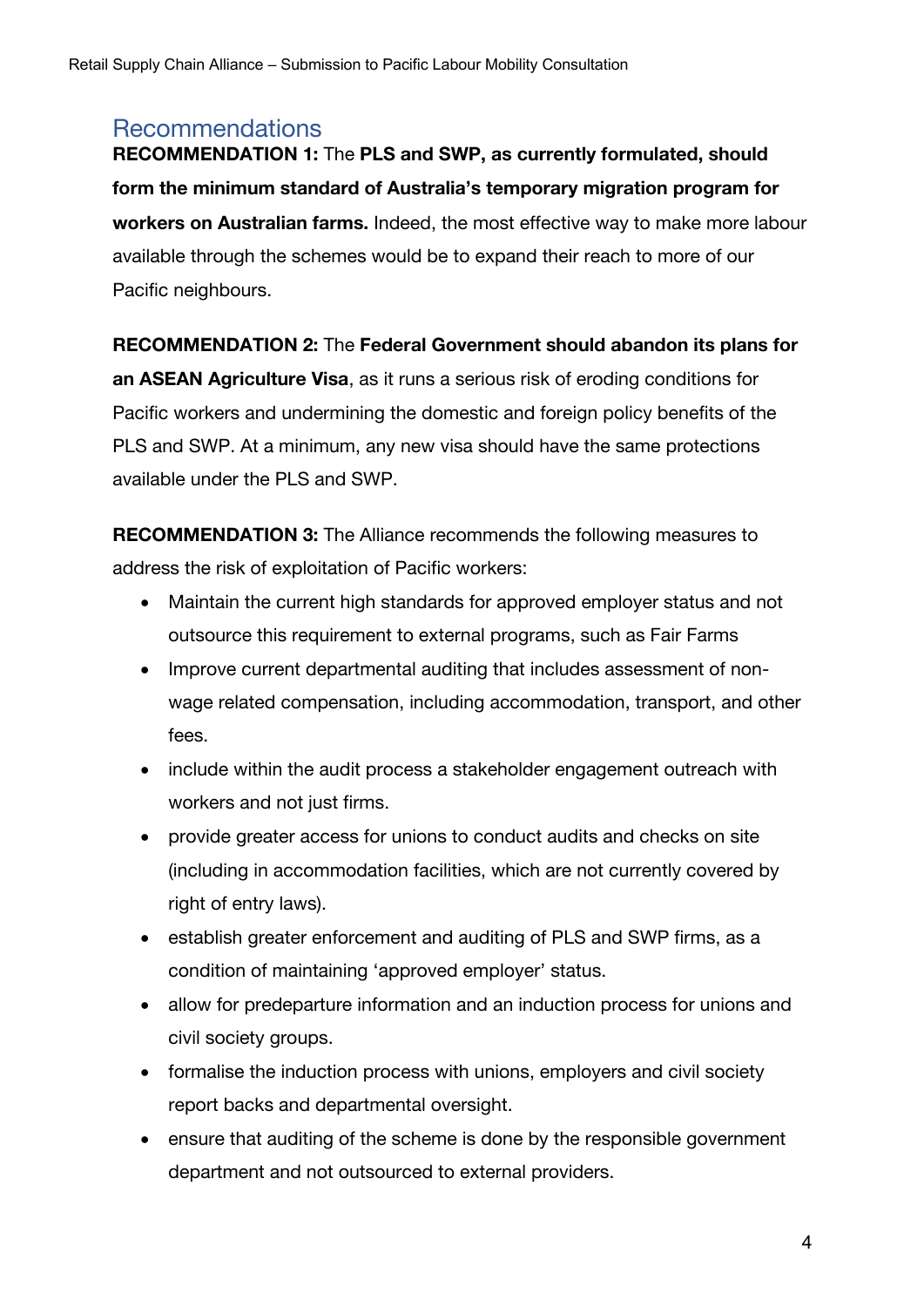## Recommendations

**RECOMMENDATION 1:** The **PLS and SWP, as currently formulated, should form the minimum standard of Australia's temporary migration program for workers on Australian farms.** Indeed, the most effective way to make more labour available through the schemes would be to expand their reach to more of our Pacific neighbours.

**RECOMMENDATION 2:** The **Federal Government should abandon its plans for an ASEAN Agriculture Visa**, as it runs a serious risk of eroding conditions for Pacific workers and undermining the domestic and foreign policy benefits of the PLS and SWP. At a minimum, any new visa should have the same protections available under the PLS and SWP.

**RECOMMENDATION 3:** The Alliance recommends the following measures to address the risk of exploitation of Pacific workers:

- Maintain the current high standards for approved employer status and not outsource this requirement to external programs, such as Fair Farms
- Improve current departmental auditing that includes assessment of non-wage related compensation, including accommodation, transport, and other fees.
- include within the audit process a stakeholder engagement outreach with workers and not just firms.
- provide greater access for unions to conduct audits and checks on site (including in accommodation facilities, which are not currently covered by right of entry laws).
- establish greater enforcement and auditing of PLS and SWP firms, as a condition of maintaining 'approved employer' status.
- allow for predeparture information and an induction process for unions and civil society groups.
- formalise the induction process with unions, employers and civil society report backs and departmental oversight.
- ensure that auditing of the scheme is done by the responsible government department and not outsourced to external providers.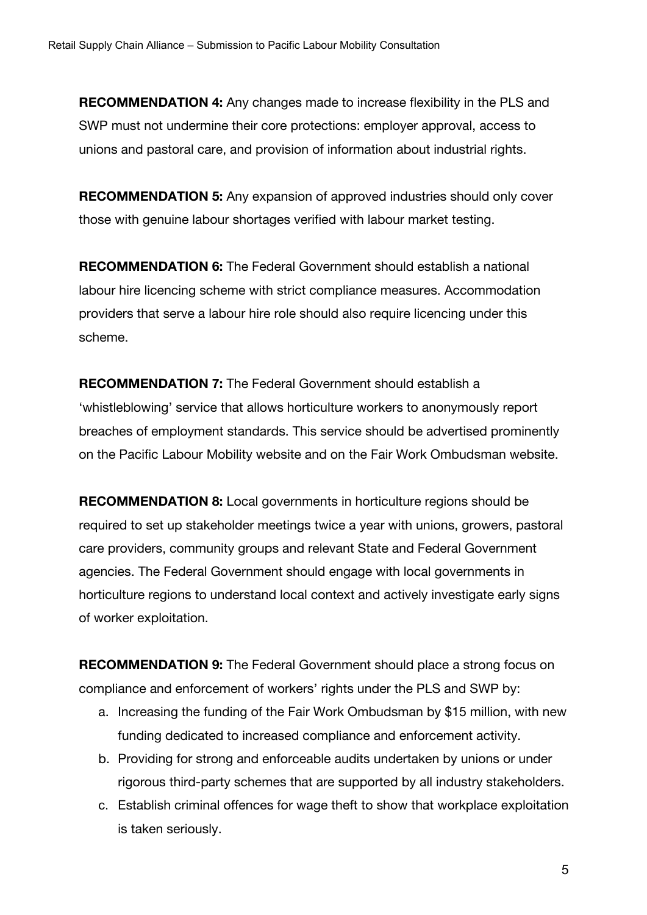**RECOMMENDATION 4:** Any changes made to increase flexibility in the PLS and SWP must not undermine their core protections: employer approval, access to unions and pastoral care, and provision of information about industrial rights.

**RECOMMENDATION 5:** Any expansion of approved industries should only cover those with genuine labour shortages verified with labour market testing.

**RECOMMENDATION 6:** The Federal Government should establish a national labour hire licencing scheme with strict compliance measures. Accommodation providers that serve a labour hire role should also require licencing under this scheme.

**RECOMMENDATION 7:** The Federal Government should establish a 'whistleblowing' service that allows horticulture workers to anonymously report breaches of employment standards. This service should be advertised prominently on the Pacific Labour Mobility website and on the Fair Work Ombudsman website.

**RECOMMENDATION 8:** Local governments in horticulture regions should be required to set up stakeholder meetings twice a year with unions, growers, pastoral care providers, community groups and relevant State and Federal Government agencies. The Federal Government should engage with local governments in horticulture regions to understand local context and actively investigate early signs of worker exploitation.

**RECOMMENDATION 9:** The Federal Government should place a strong focus on compliance and enforcement of workers' rights under the PLS and SWP by:

a. Increasing the funding of the Fair Work Ombudsman by $15 million, with new funding dedicated to increased compliance and enforcement activity.
b. Providing for strong and enforceable audits undertaken by unions or under rigorous third-party schemes that are supported by all industry stakeholders.
c. Establish criminal offences for wage theft to show that workplace exploitation is taken seriously.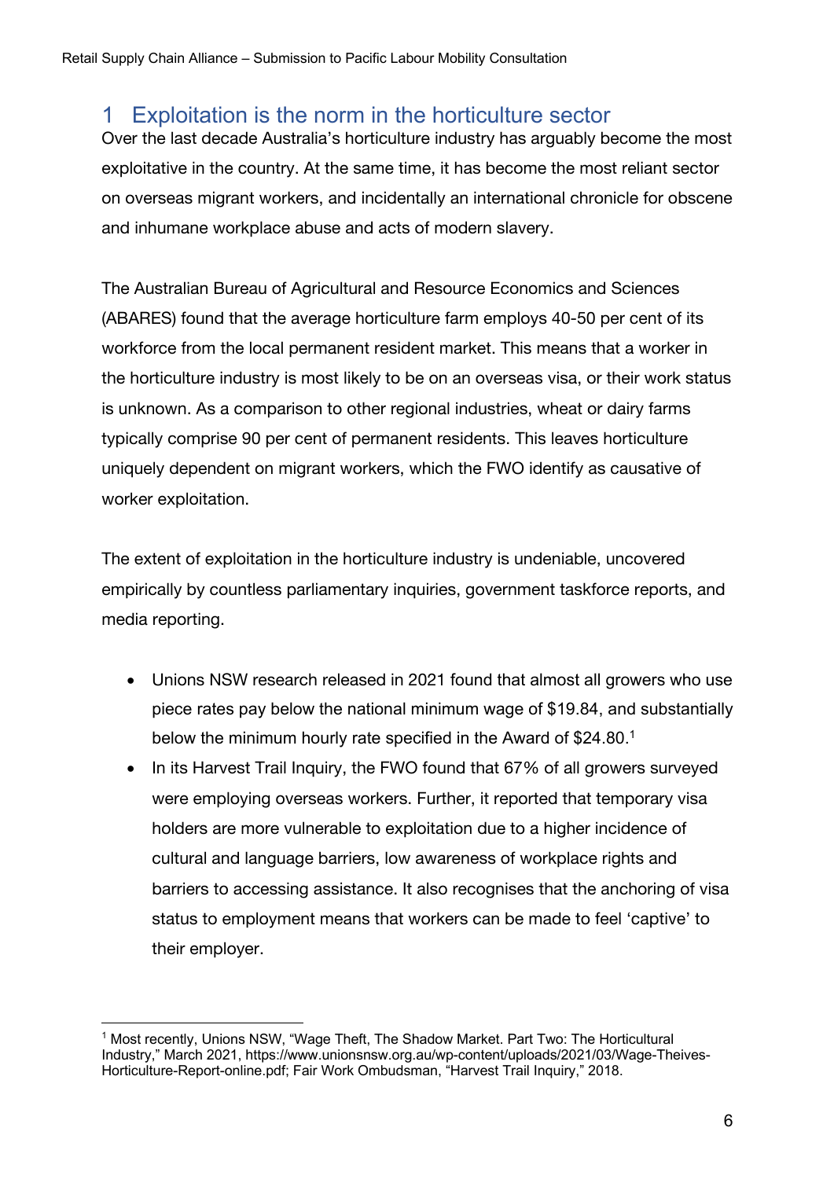# 1 Exploitation is the norm in the horticulture sector

Over the last decade Australia's horticulture industry has arguably become the most exploitative in the country. At the same time, it has become the most reliant sector on overseas migrant workers, and incidentally an international chronicle for obscene and inhumane workplace abuse and acts of modern slavery.

The Australian Bureau of Agricultural and Resource Economics and Sciences (ABARES) found that the average horticulture farm employs 40-50 per cent of its workforce from the local permanent resident market. This means that a worker in the horticulture industry is most likely to be on an overseas visa, or their work status is unknown. As a comparison to other regional industries, wheat or dairy farms typically comprise 90 per cent of permanent residents. This leaves horticulture uniquely dependent on migrant workers, which the FWO identify as causative of worker exploitation.

The extent of exploitation in the horticulture industry is undeniable, uncovered empirically by countless parliamentary inquiries, government taskforce reports, and media reporting.

- Unions NSW research released in 2021 found that almost all growers who use piece rates pay below the national minimum wage of $19.84, and substantially below the minimum hourly rate specified in the Award of $24.80.[1]
- In its Harvest Trail Inquiry, the FWO found that 67% of all growers surveyed were employing overseas workers. Further, it reported that temporary visa holders are more vulnerable to exploitation due to a higher incidence of cultural and language barriers, low awareness of workplace rights and barriers to accessing assistance. It also recognises that the anchoring of visa status to employment means that workers can be made to feel 'captive' to their employer.

[1] Most recently, Unions NSW, "Wage Theft, The Shadow Market. Part Two: The Horticultural Industry," March 2021, https://www.unionsnsw.org.au/wp-content/uploads/2021/03/Wage-Theives-Horticulture-Report-online.pdf; Fair Work Ombudsman, "Harvest Trail Inquiry," 2018.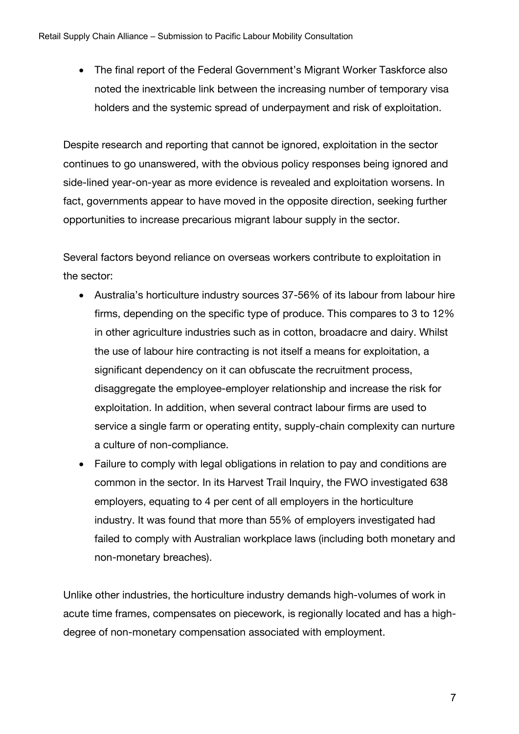- The final report of the Federal Government's Migrant Worker Taskforce also noted the inextricable link between the increasing number of temporary visa holders and the systemic spread of underpayment and risk of exploitation.

Despite research and reporting that cannot be ignored, exploitation in the sector continues to go unanswered, with the obvious policy responses being ignored and side-lined year-on-year as more evidence is revealed and exploitation worsens. In fact, governments appear to have moved in the opposite direction, seeking further opportunities to increase precarious migrant labour supply in the sector.

Several factors beyond reliance on overseas workers contribute to exploitation in the sector:

- Australia's horticulture industry sources 37-56% of its labour from labour hire firms, depending on the specific type of produce. This compares to 3 to 12% in other agriculture industries such as in cotton, broadacre and dairy. Whilst the use of labour hire contracting is not itself a means for exploitation, a significant dependency on it can obfuscate the recruitment process, disaggregate the employee-employer relationship and increase the risk for exploitation. In addition, when several contract labour firms are used to service a single farm or operating entity, supply-chain complexity can nurture a culture of non-compliance.
- Failure to comply with legal obligations in relation to pay and conditions are common in the sector. In its Harvest Trail Inquiry, the FWO investigated 638 employers, equating to 4 per cent of all employers in the horticulture industry. It was found that more than 55% of employers investigated had failed to comply with Australian workplace laws (including both monetary and non-monetary breaches).

Unlike other industries, the horticulture industry demands high-volumes of work in acute time frames, compensates on piecework, is regionally located and has a high-degree of non-monetary compensation associated with employment.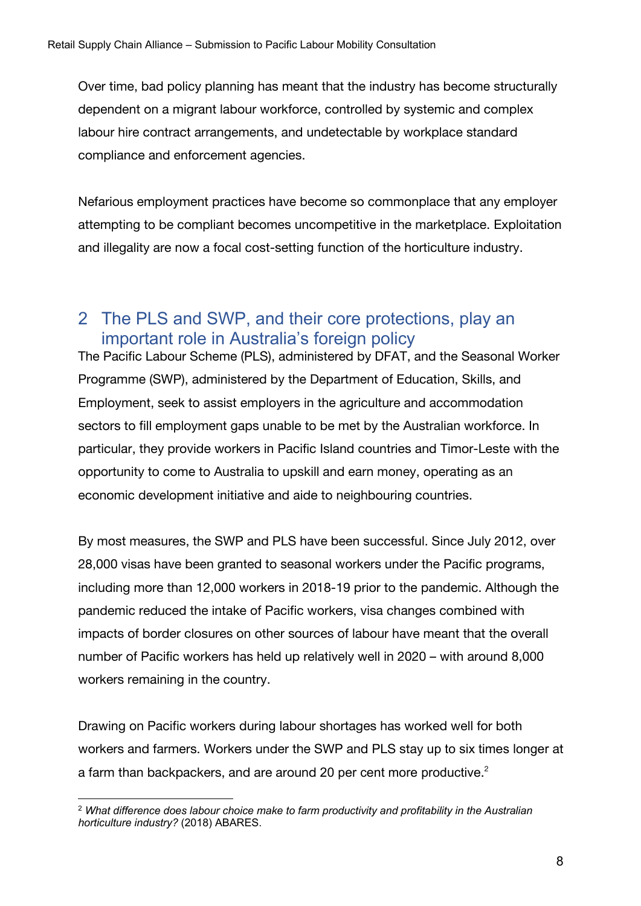Over time, bad policy planning has meant that the industry has become structurally dependent on a migrant labour workforce, controlled by systemic and complex labour hire contract arrangements, and undetectable by workplace standard compliance and enforcement agencies.

Nefarious employment practices have become so commonplace that any employer attempting to be compliant becomes uncompetitive in the marketplace. Exploitation and illegality are now a focal cost-setting function of the horticulture industry.

## 2 The PLS and SWP, and their core protections, play an important role in Australia's foreign policy

The Pacific Labour Scheme (PLS), administered by DFAT, and the Seasonal Worker Programme (SWP), administered by the Department of Education, Skills, and Employment, seek to assist employers in the agriculture and accommodation sectors to fill employment gaps unable to be met by the Australian workforce. In particular, they provide workers in Pacific Island countries and Timor-Leste with the opportunity to come to Australia to upskill and earn money, operating as an economic development initiative and aide to neighbouring countries.

By most measures, the SWP and PLS have been successful. Since July 2012, over 28,000 visas have been granted to seasonal workers under the Pacific programs, including more than 12,000 workers in 2018-19 prior to the pandemic. Although the pandemic reduced the intake of Pacific workers, visa changes combined with impacts of border closures on other sources of labour have meant that the overall number of Pacific workers has held up relatively well in 2020 – with around 8,000 workers remaining in the country.

Drawing on Pacific workers during labour shortages has worked well for both workers and farmers. Workers under the SWP and PLS stay up to six times longer at a farm than backpackers, and are around 20 per cent more productive.[2]

[2] *What difference does labour choice make to farm productivity and profitability in the Australian horticulture industry?* (2018) ABARES.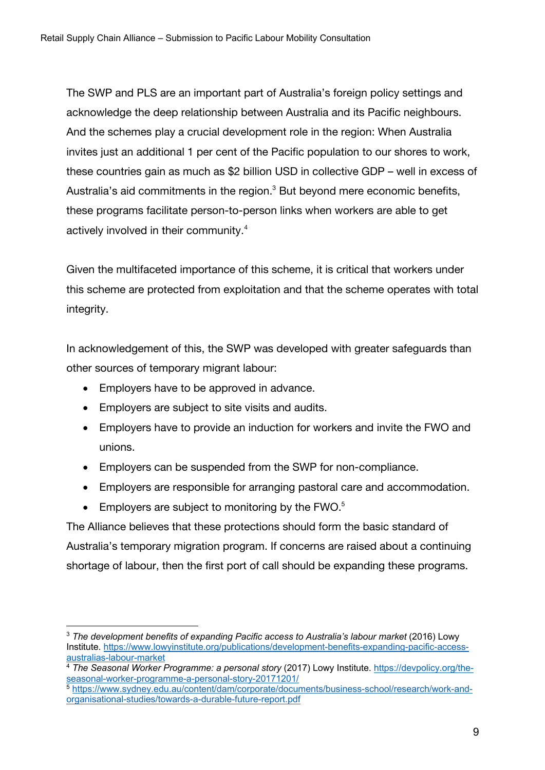The SWP and PLS are an important part of Australia's foreign policy settings and acknowledge the deep relationship between Australia and its Pacific neighbours. And the schemes play a crucial development role in the region: When Australia invites just an additional 1 per cent of the Pacific population to our shores to work, these countries gain as much as $2 billion USD in collective GDP – well in excess of Australia's aid commitments in the region.[3] But beyond mere economic benefits, these programs facilitate person-to-person links when workers are able to get actively involved in their community.[4]

Given the multifaceted importance of this scheme, it is critical that workers under this scheme are protected from exploitation and that the scheme operates with total integrity.

In acknowledgement of this, the SWP was developed with greater safeguards than other sources of temporary migrant labour:

- Employers have to be approved in advance.
- Employers are subject to site visits and audits.
- Employers have to provide an induction for workers and invite the FWO and unions.
- Employers can be suspended from the SWP for non-compliance.
- Employers are responsible for arranging pastoral care and accommodation.
- Employers are subject to monitoring by the FWO.[5]

The Alliance believes that these protections should form the basic standard of Australia's temporary migration program. If concerns are raised about a continuing shortage of labour, then the first port of call should be expanding these programs.

---

[3] *The development benefits of expanding Pacific access to Australia's labour market* (2016) Lowy Institute. https://www.lowyinstitute.org/publications/development-benefits-expanding-pacific-access-australias-labour-market

[4] *The Seasonal Worker Programme: a personal story* (2017) Lowy Institute. https://devpolicy.org/the-seasonal-worker-programme-a-personal-story-20171201/

[5] https://www.sydney.edu.au/content/dam/corporate/documents/business-school/research/work-and-organisational-studies/towards-a-durable-future-report.pdf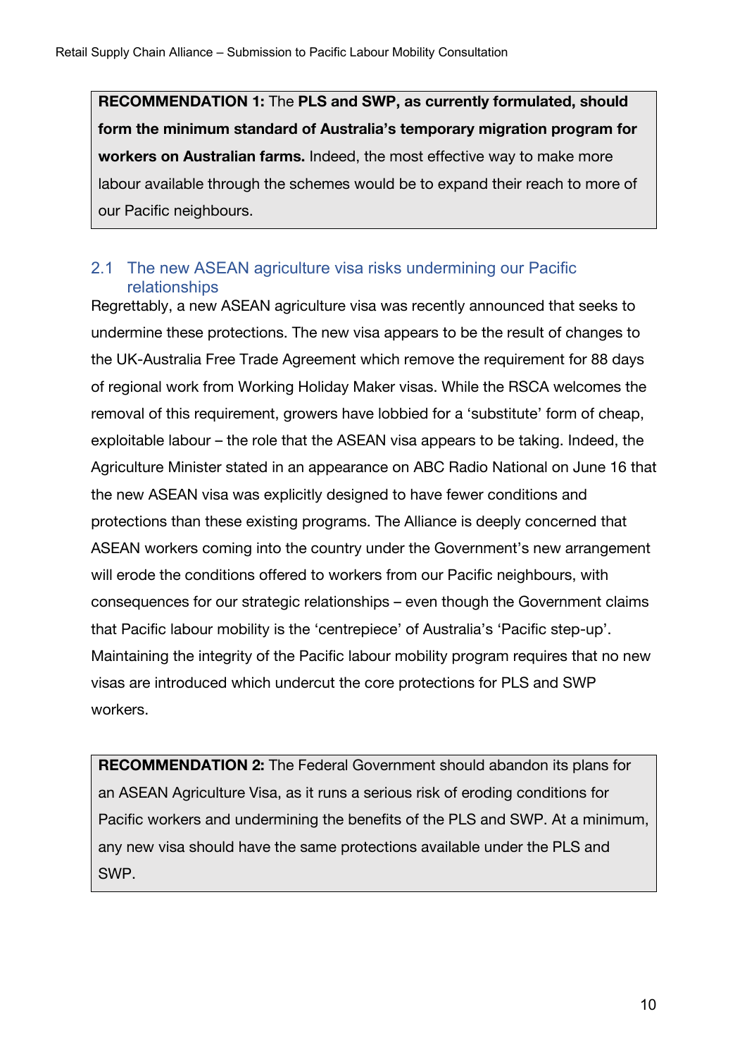**RECOMMENDATION 1:** The **PLS and SWP, as currently formulated, should form the minimum standard of Australia's temporary migration program for workers on Australian farms.** Indeed, the most effective way to make more labour available through the schemes would be to expand their reach to more of our Pacific neighbours.

## 2.1 The new ASEAN agriculture visa risks undermining our Pacific relationships

Regrettably, a new ASEAN agriculture visa was recently announced that seeks to undermine these protections. The new visa appears to be the result of changes to the UK-Australia Free Trade Agreement which remove the requirement for 88 days of regional work from Working Holiday Maker visas. While the RSCA welcomes the removal of this requirement, growers have lobbied for a 'substitute' form of cheap, exploitable labour – the role that the ASEAN visa appears to be taking. Indeed, the Agriculture Minister stated in an appearance on ABC Radio National on June 16 that the new ASEAN visa was explicitly designed to have fewer conditions and protections than these existing programs. The Alliance is deeply concerned that ASEAN workers coming into the country under the Government's new arrangement will erode the conditions offered to workers from our Pacific neighbours, with consequences for our strategic relationships – even though the Government claims that Pacific labour mobility is the 'centrepiece' of Australia's 'Pacific step-up'. Maintaining the integrity of the Pacific labour mobility program requires that no new visas are introduced which undercut the core protections for PLS and SWP workers.

**RECOMMENDATION 2:** The Federal Government should abandon its plans for an ASEAN Agriculture Visa, as it runs a serious risk of eroding conditions for Pacific workers and undermining the benefits of the PLS and SWP. At a minimum, any new visa should have the same protections available under the PLS and SWP.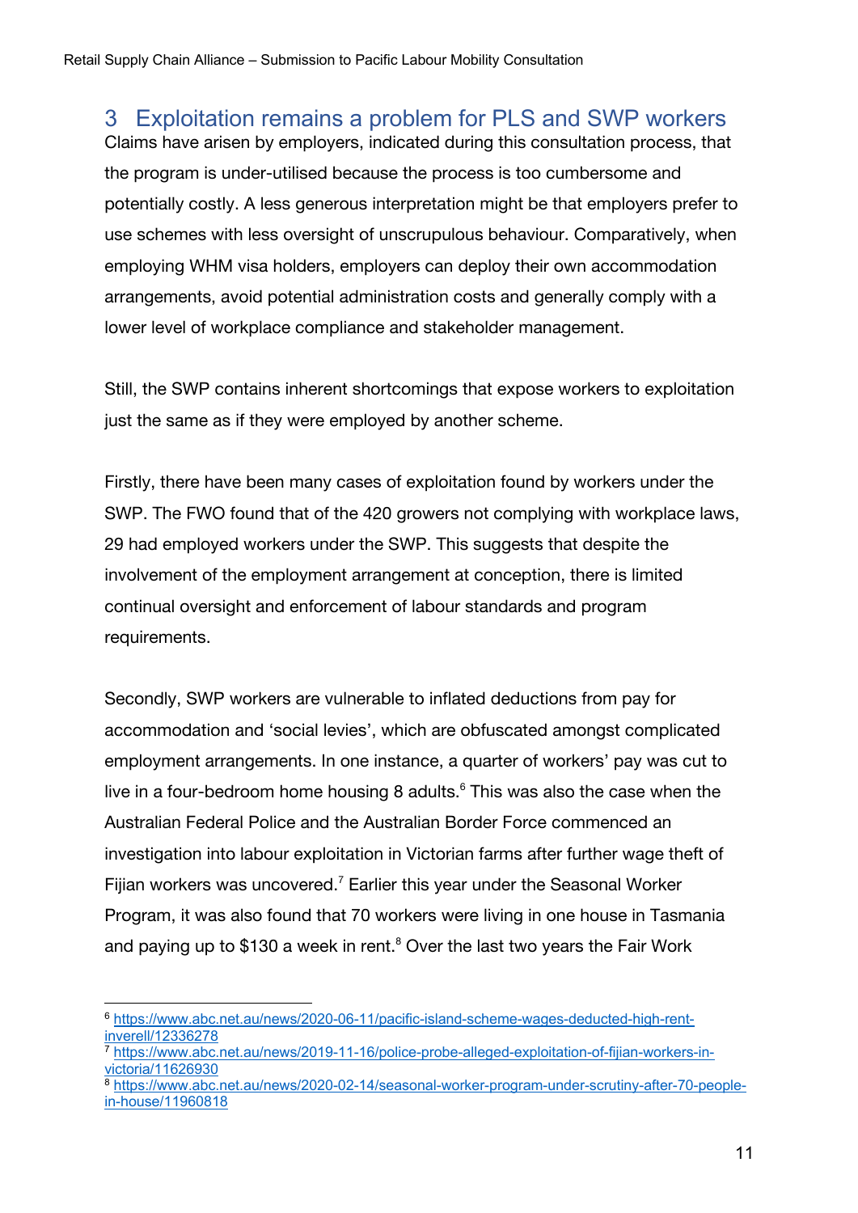## 3 Exploitation remains a problem for PLS and SWP workers

Claims have arisen by employers, indicated during this consultation process, that the program is under-utilised because the process is too cumbersome and potentially costly. A less generous interpretation might be that employers prefer to use schemes with less oversight of unscrupulous behaviour. Comparatively, when employing WHM visa holders, employers can deploy their own accommodation arrangements, avoid potential administration costs and generally comply with a lower level of workplace compliance and stakeholder management.

Still, the SWP contains inherent shortcomings that expose workers to exploitation just the same as if they were employed by another scheme.

Firstly, there have been many cases of exploitation found by workers under the SWP. The FWO found that of the 420 growers not complying with workplace laws, 29 had employed workers under the SWP. This suggests that despite the involvement of the employment arrangement at conception, there is limited continual oversight and enforcement of labour standards and program requirements.

Secondly, SWP workers are vulnerable to inflated deductions from pay for accommodation and 'social levies', which are obfuscated amongst complicated employment arrangements. In one instance, a quarter of workers' pay was cut to live in a four-bedroom home housing 8 adults.[6] This was also the case when the Australian Federal Police and the Australian Border Force commenced an investigation into labour exploitation in Victorian farms after further wage theft of Fijian workers was uncovered.[7] Earlier this year under the Seasonal Worker Program, it was also found that 70 workers were living in one house in Tasmania and paying up to $130 a week in rent.[8] Over the last two years the Fair Work

---

[6] https://www.abc.net.au/news/2020-06-11/pacific-island-scheme-wages-deducted-high-rent-inverell/12336278

[7] https://www.abc.net.au/news/2019-11-16/police-probe-alleged-exploitation-of-fijian-workers-in-victoria/11626930

[8] https://www.abc.net.au/news/2020-02-14/seasonal-worker-program-under-scrutiny-after-70-people-in-house/11960818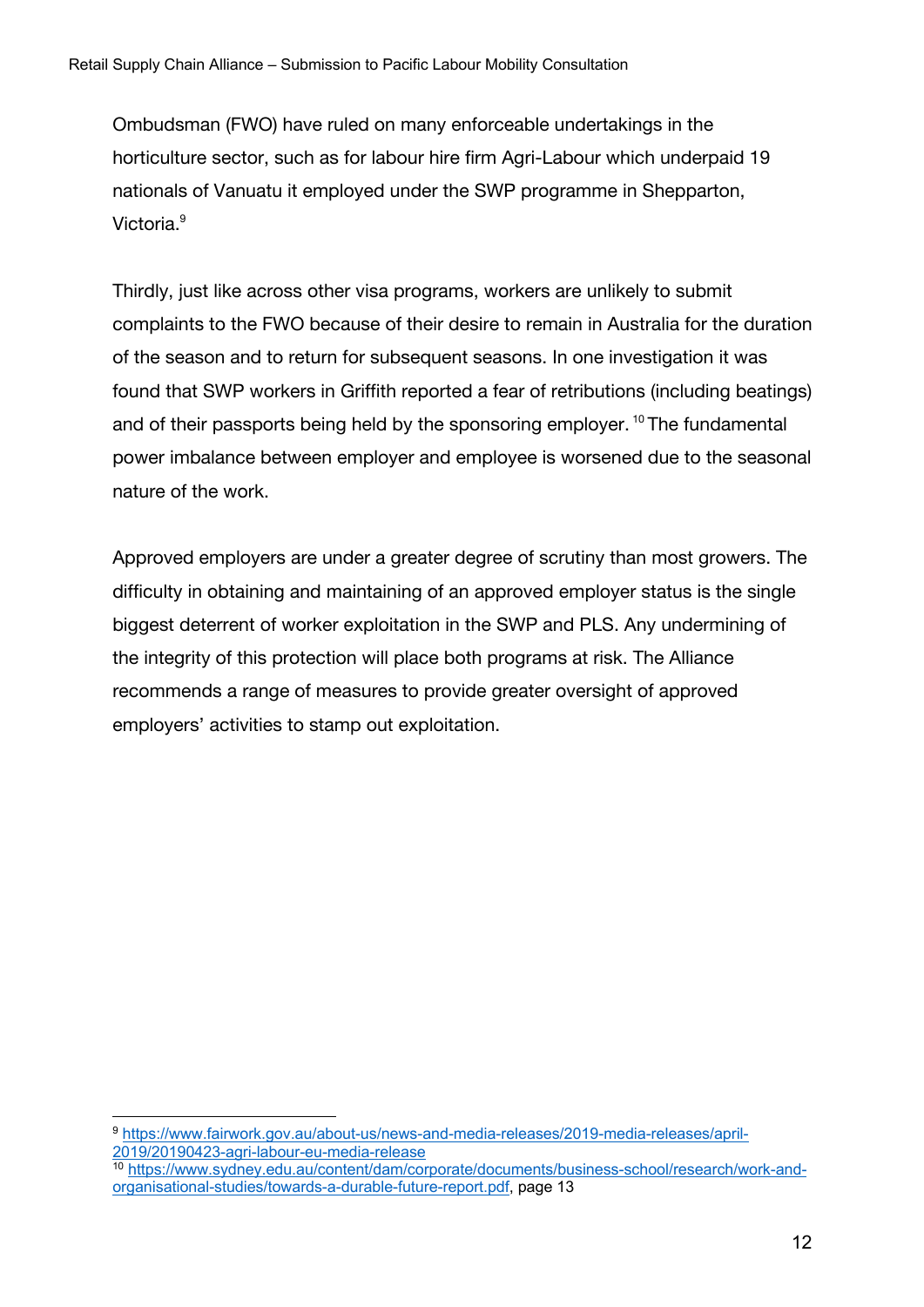Ombudsman (FWO) have ruled on many enforceable undertakings in the horticulture sector, such as for labour hire firm Agri-Labour which underpaid 19 nationals of Vanuatu it employed under the SWP programme in Shepparton, Victoria.[9]

Thirdly, just like across other visa programs, workers are unlikely to submit complaints to the FWO because of their desire to remain in Australia for the duration of the season and to return for subsequent seasons. In one investigation it was found that SWP workers in Griffith reported a fear of retributions (including beatings) and of their passports being held by the sponsoring employer.[10] The fundamental power imbalance between employer and employee is worsened due to the seasonal nature of the work.

Approved employers are under a greater degree of scrutiny than most growers. The difficulty in obtaining and maintaining of an approved employer status is the single biggest deterrent of worker exploitation in the SWP and PLS. Any undermining of the integrity of this protection will place both programs at risk. The Alliance recommends a range of measures to provide greater oversight of approved employers' activities to stamp out exploitation.

---

[9] https://www.fairwork.gov.au/about-us/news-and-media-releases/2019-media-releases/april-2019/20190423-agri-labour-eu-media-release

[10] https://www.sydney.edu.au/content/dam/corporate/documents/business-school/research/work-and-organisational-studies/towards-a-durable-future-report.pdf, page 13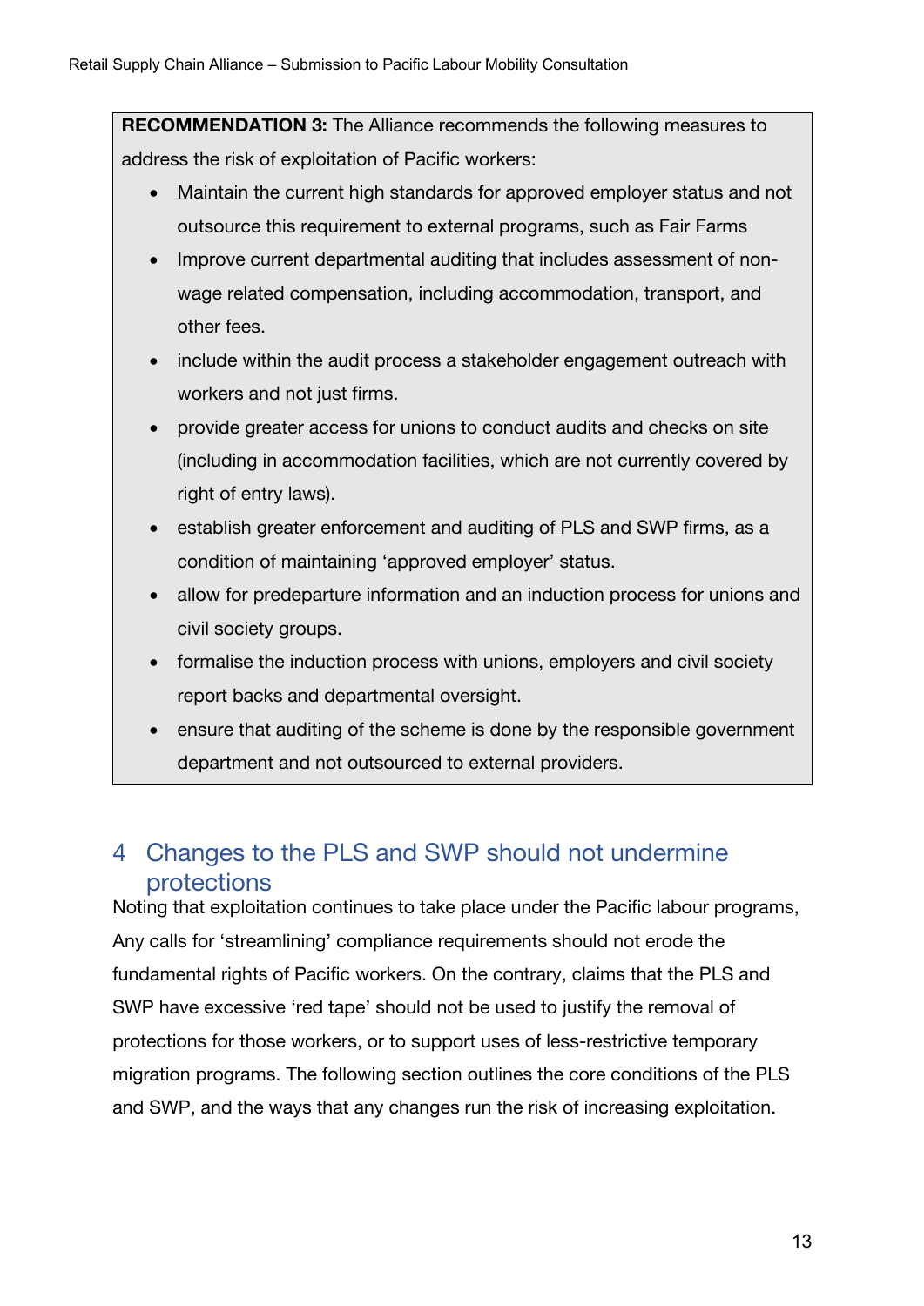**RECOMMENDATION 3:** The Alliance recommends the following measures to address the risk of exploitation of Pacific workers:

- Maintain the current high standards for approved employer status and not outsource this requirement to external programs, such as Fair Farms
- Improve current departmental auditing that includes assessment of non-wage related compensation, including accommodation, transport, and other fees.
- include within the audit process a stakeholder engagement outreach with workers and not just firms.
- provide greater access for unions to conduct audits and checks on site (including in accommodation facilities, which are not currently covered by right of entry laws).
- establish greater enforcement and auditing of PLS and SWP firms, as a condition of maintaining 'approved employer' status.
- allow for predeparture information and an induction process for unions and civil society groups.
- formalise the induction process with unions, employers and civil society report backs and departmental oversight.
- ensure that auditing of the scheme is done by the responsible government department and not outsourced to external providers.

## 4 Changes to the PLS and SWP should not undermine protections

Noting that exploitation continues to take place under the Pacific labour programs, Any calls for 'streamlining' compliance requirements should not erode the fundamental rights of Pacific workers. On the contrary, claims that the PLS and SWP have excessive 'red tape' should not be used to justify the removal of protections for those workers, or to support uses of less-restrictive temporary migration programs. The following section outlines the core conditions of the PLS and SWP, and the ways that any changes run the risk of increasing exploitation.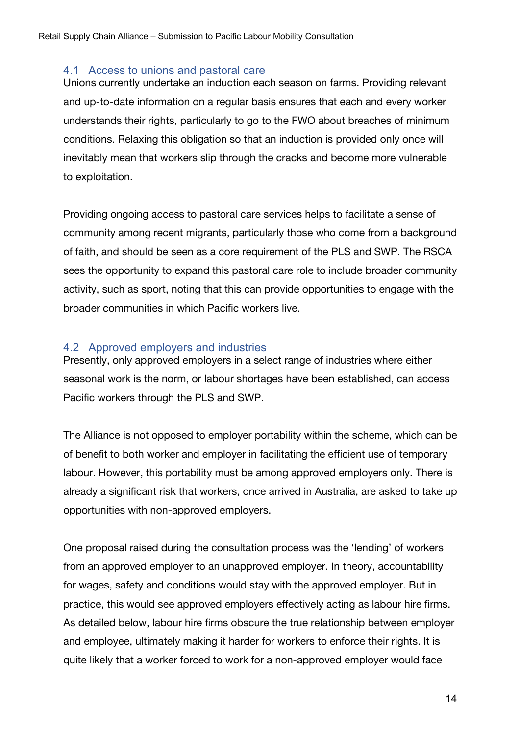## 4.1 Access to unions and pastoral care

Unions currently undertake an induction each season on farms. Providing relevant and up-to-date information on a regular basis ensures that each and every worker understands their rights, particularly to go to the FWO about breaches of minimum conditions. Relaxing this obligation so that an induction is provided only once will inevitably mean that workers slip through the cracks and become more vulnerable to exploitation.

Providing ongoing access to pastoral care services helps to facilitate a sense of community among recent migrants, particularly those who come from a background of faith, and should be seen as a core requirement of the PLS and SWP. The RSCA sees the opportunity to expand this pastoral care role to include broader community activity, such as sport, noting that this can provide opportunities to engage with the broader communities in which Pacific workers live.

## 4.2 Approved employers and industries

Presently, only approved employers in a select range of industries where either seasonal work is the norm, or labour shortages have been established, can access Pacific workers through the PLS and SWP.

The Alliance is not opposed to employer portability within the scheme, which can be of benefit to both worker and employer in facilitating the efficient use of temporary labour. However, this portability must be among approved employers only. There is already a significant risk that workers, once arrived in Australia, are asked to take up opportunities with non-approved employers.

One proposal raised during the consultation process was the 'lending' of workers from an approved employer to an unapproved employer. In theory, accountability for wages, safety and conditions would stay with the approved employer. But in practice, this would see approved employers effectively acting as labour hire firms. As detailed below, labour hire firms obscure the true relationship between employer and employee, ultimately making it harder for workers to enforce their rights. It is quite likely that a worker forced to work for a non-approved employer would face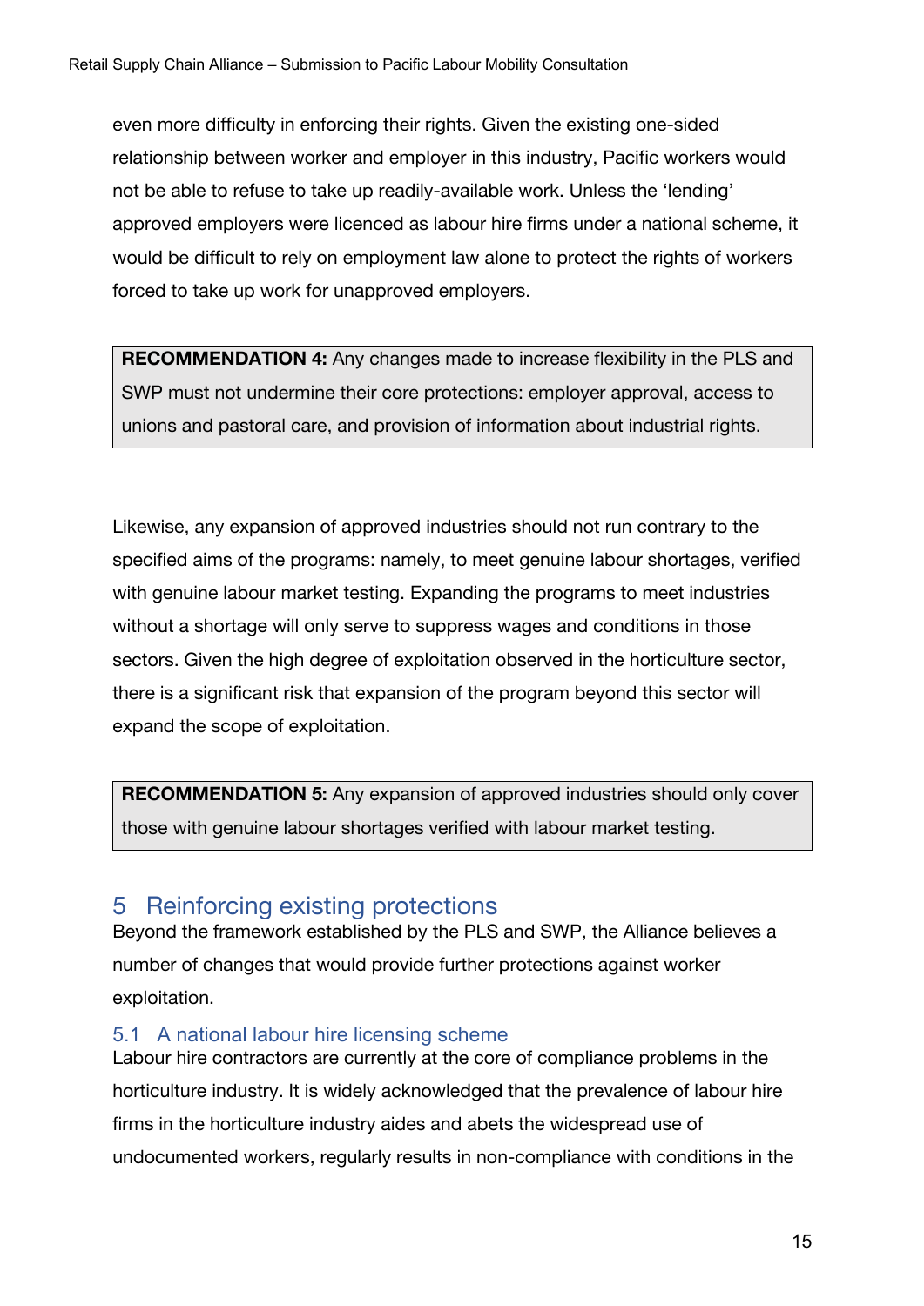even more difficulty in enforcing their rights. Given the existing one-sided relationship between worker and employer in this industry, Pacific workers would not be able to refuse to take up readily-available work. Unless the 'lending' approved employers were licenced as labour hire firms under a national scheme, it would be difficult to rely on employment law alone to protect the rights of workers forced to take up work for unapproved employers.

> **RECOMMENDATION 4:** Any changes made to increase flexibility in the PLS and SWP must not undermine their core protections: employer approval, access to unions and pastoral care, and provision of information about industrial rights.

Likewise, any expansion of approved industries should not run contrary to the specified aims of the programs: namely, to meet genuine labour shortages, verified with genuine labour market testing. Expanding the programs to meet industries without a shortage will only serve to suppress wages and conditions in those sectors. Given the high degree of exploitation observed in the horticulture sector, there is a significant risk that expansion of the program beyond this sector will expand the scope of exploitation.

> **RECOMMENDATION 5:** Any expansion of approved industries should only cover those with genuine labour shortages verified with labour market testing.

# 5 Reinforcing existing protections

Beyond the framework established by the PLS and SWP, the Alliance believes a number of changes that would provide further protections against worker exploitation.

## 5.1 A national labour hire licensing scheme

Labour hire contractors are currently at the core of compliance problems in the horticulture industry. It is widely acknowledged that the prevalence of labour hire firms in the horticulture industry aides and abets the widespread use of undocumented workers, regularly results in non-compliance with conditions in the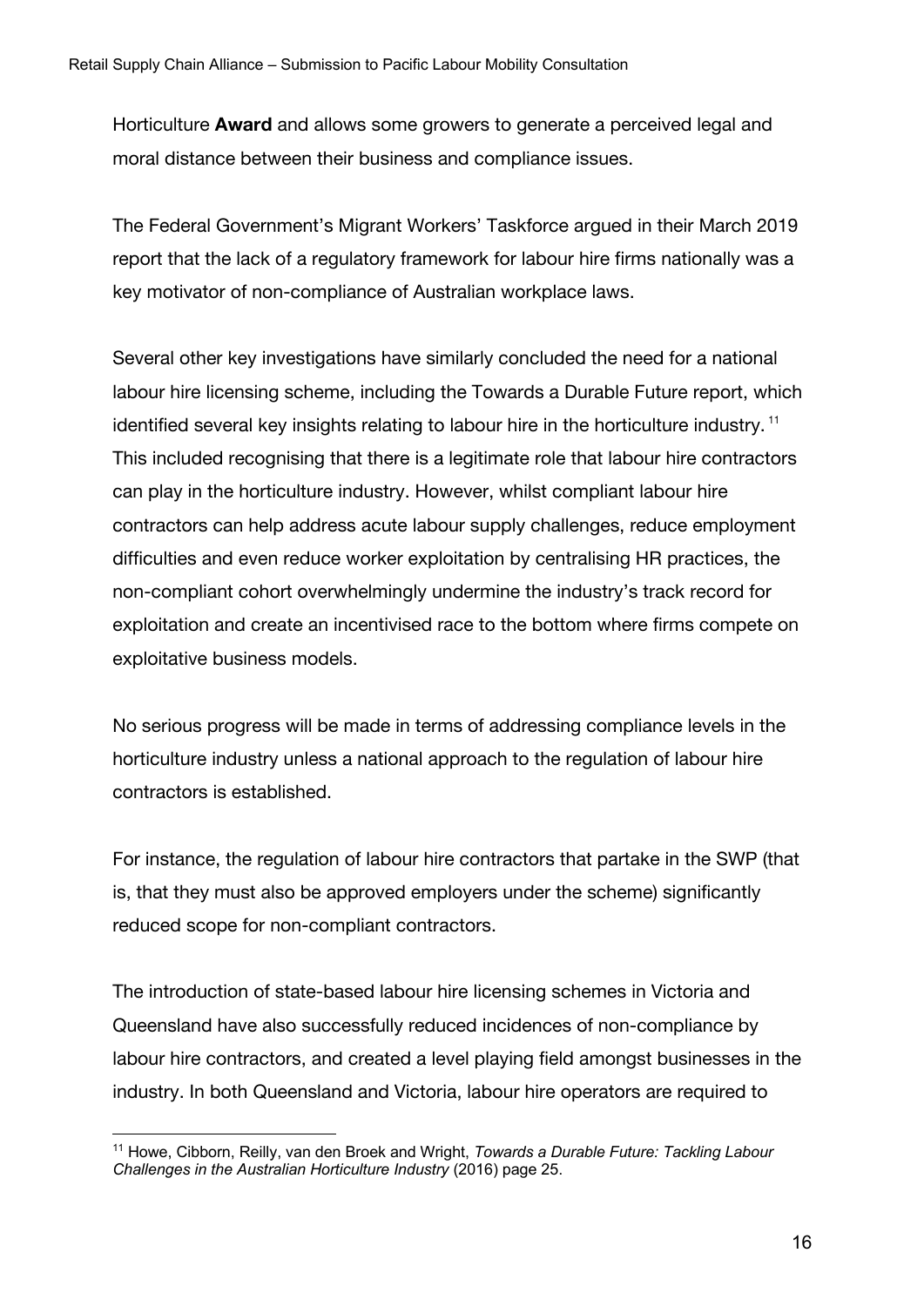Horticulture **Award** and allows some growers to generate a perceived legal and moral distance between their business and compliance issues.

The Federal Government's Migrant Workers' Taskforce argued in their March 2019 report that the lack of a regulatory framework for labour hire firms nationally was a key motivator of non-compliance of Australian workplace laws.

Several other key investigations have similarly concluded the need for a national labour hire licensing scheme, including the Towards a Durable Future report, which identified several key insights relating to labour hire in the horticulture industry.[11] This included recognising that there is a legitimate role that labour hire contractors can play in the horticulture industry. However, whilst compliant labour hire contractors can help address acute labour supply challenges, reduce employment difficulties and even reduce worker exploitation by centralising HR practices, the non-compliant cohort overwhelmingly undermine the industry's track record for exploitation and create an incentivised race to the bottom where firms compete on exploitative business models.

No serious progress will be made in terms of addressing compliance levels in the horticulture industry unless a national approach to the regulation of labour hire contractors is established.

For instance, the regulation of labour hire contractors that partake in the SWP (that is, that they must also be approved employers under the scheme) significantly reduced scope for non-compliant contractors.

The introduction of state-based labour hire licensing schemes in Victoria and Queensland have also successfully reduced incidences of non-compliance by labour hire contractors, and created a level playing field amongst businesses in the industry. In both Queensland and Victoria, labour hire operators are required to

[11] Howe, Cibborn, Reilly, van den Broek and Wright, *Towards a Durable Future: Tackling Labour Challenges in the Australian Horticulture Industry* (2016) page 25.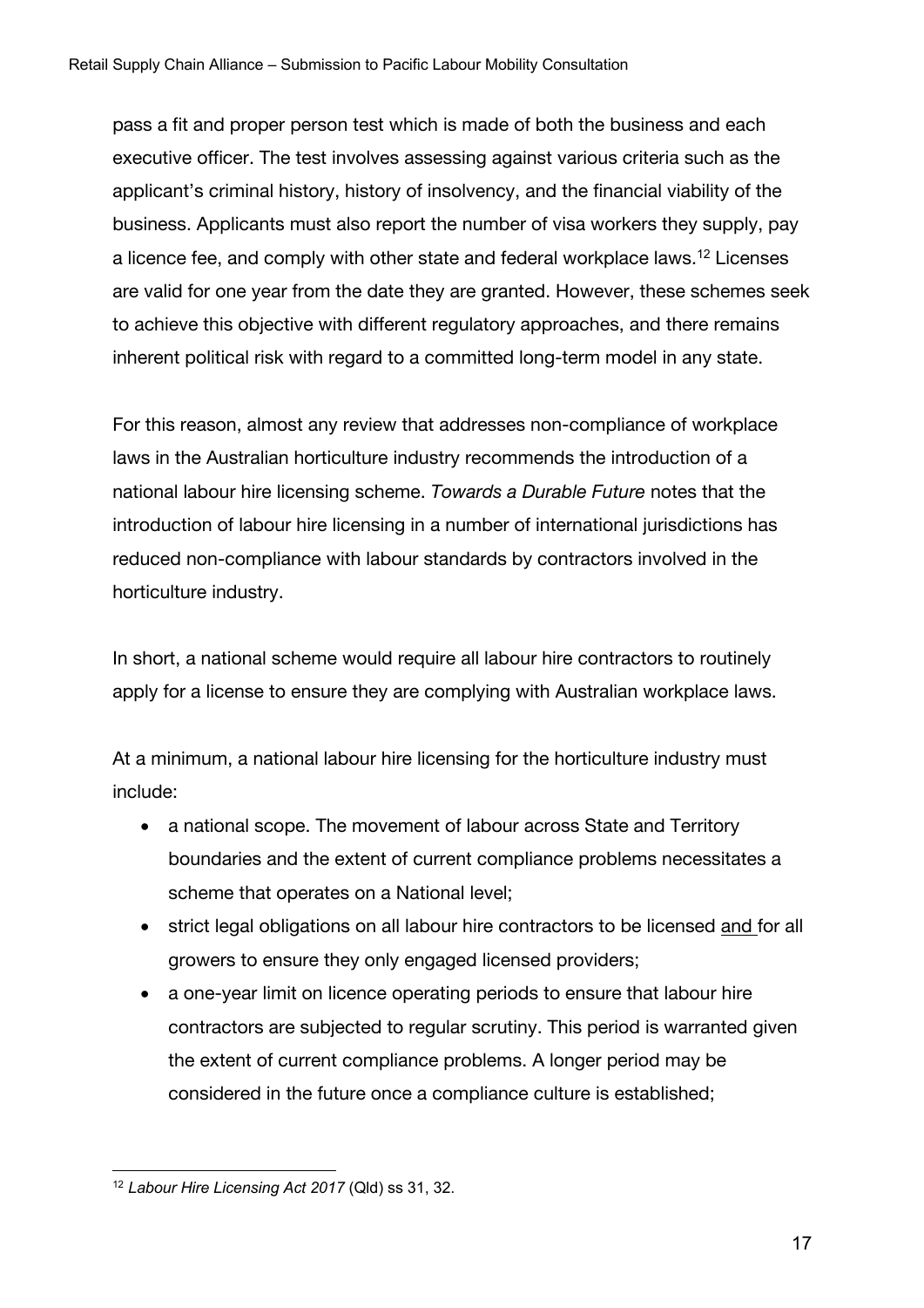pass a fit and proper person test which is made of both the business and each executive officer. The test involves assessing against various criteria such as the applicant's criminal history, history of insolvency, and the financial viability of the business. Applicants must also report the number of visa workers they supply, pay a licence fee, and comply with other state and federal workplace laws.[12] Licenses are valid for one year from the date they are granted. However, these schemes seek to achieve this objective with different regulatory approaches, and there remains inherent political risk with regard to a committed long-term model in any state.

For this reason, almost any review that addresses non-compliance of workplace laws in the Australian horticulture industry recommends the introduction of a national labour hire licensing scheme. *Towards a Durable Future* notes that the introduction of labour hire licensing in a number of international jurisdictions has reduced non-compliance with labour standards by contractors involved in the horticulture industry.

In short, a national scheme would require all labour hire contractors to routinely apply for a license to ensure they are complying with Australian workplace laws.

At a minimum, a national labour hire licensing for the horticulture industry must include:

- a national scope. The movement of labour across State and Territory boundaries and the extent of current compliance problems necessitates a scheme that operates on a National level;
- strict legal obligations on all labour hire contractors to be licensed <u>and</u> for all growers to ensure they only engaged licensed providers;
- a one-year limit on licence operating periods to ensure that labour hire contractors are subjected to regular scrutiny. This period is warranted given the extent of current compliance problems. A longer period may be considered in the future once a compliance culture is established;

[12] *Labour Hire Licensing Act 2017* (Qld) ss 31, 32.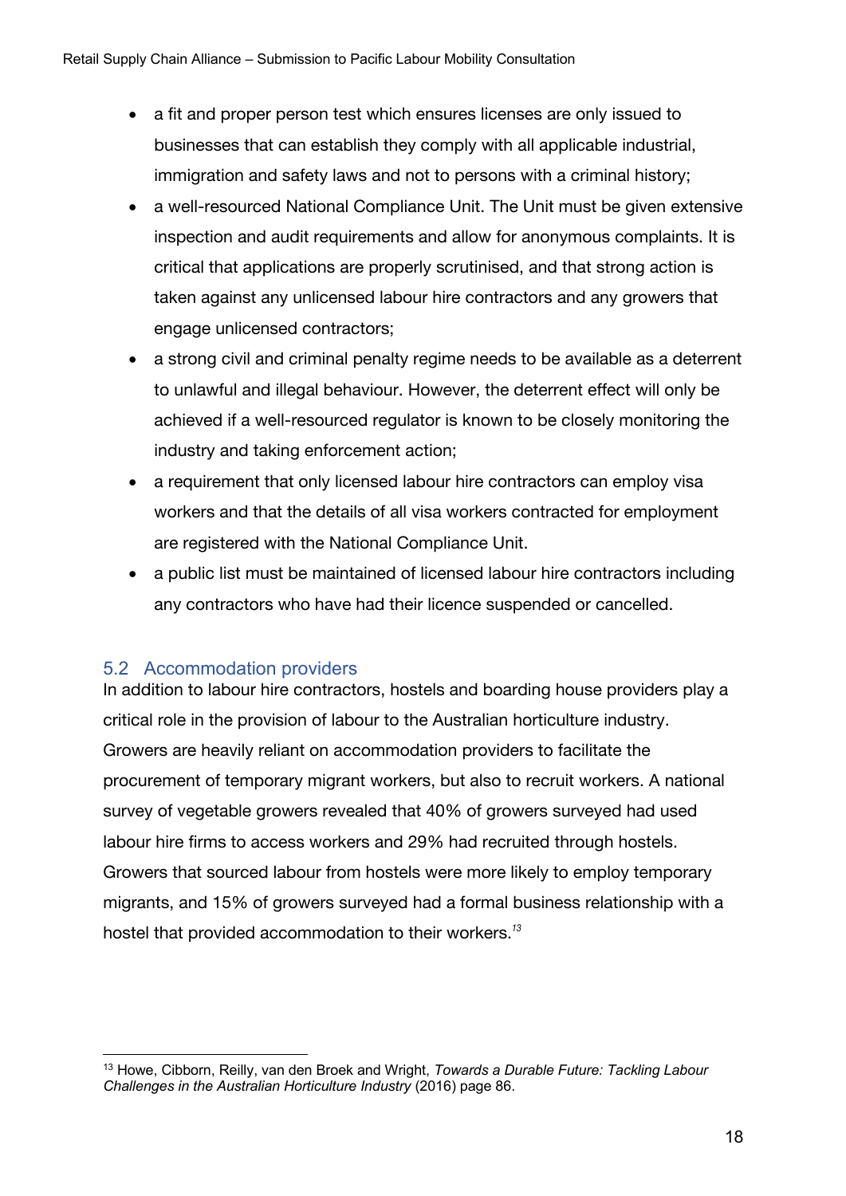- a fit and proper person test which ensures licenses are only issued to businesses that can establish they comply with all applicable industrial, immigration and safety laws and not to persons with a criminal history;
- a well-resourced National Compliance Unit. The Unit must be given extensive inspection and audit requirements and allow for anonymous complaints. It is critical that applications are properly scrutinised, and that strong action is taken against any unlicensed labour hire contractors and any growers that engage unlicensed contractors;
- a strong civil and criminal penalty regime needs to be available as a deterrent to unlawful and illegal behaviour. However, the deterrent effect will only be achieved if a well-resourced regulator is known to be closely monitoring the industry and taking enforcement action;
- a requirement that only licensed labour hire contractors can employ visa workers and that the details of all visa workers contracted for employment are registered with the National Compliance Unit.
- a public list must be maintained of licensed labour hire contractors including any contractors who have had their licence suspended or cancelled.

### 5.2 Accommodation providers

In addition to labour hire contractors, hostels and boarding house providers play a critical role in the provision of labour to the Australian horticulture industry. Growers are heavily reliant on accommodation providers to facilitate the procurement of temporary migrant workers, but also to recruit workers. A national survey of vegetable growers revealed that 40% of growers surveyed had used labour hire firms to access workers and 29% had recruited through hostels. Growers that sourced labour from hostels were more likely to employ temporary migrants, and 15% of growers surveyed had a formal business relationship with a hostel that provided accommodation to their workers.[13]

[13] Howe, Cibborn, Reilly, van den Broek and Wright, *Towards a Durable Future: Tackling Labour Challenges in the Australian Horticulture Industry* (2016) page 86.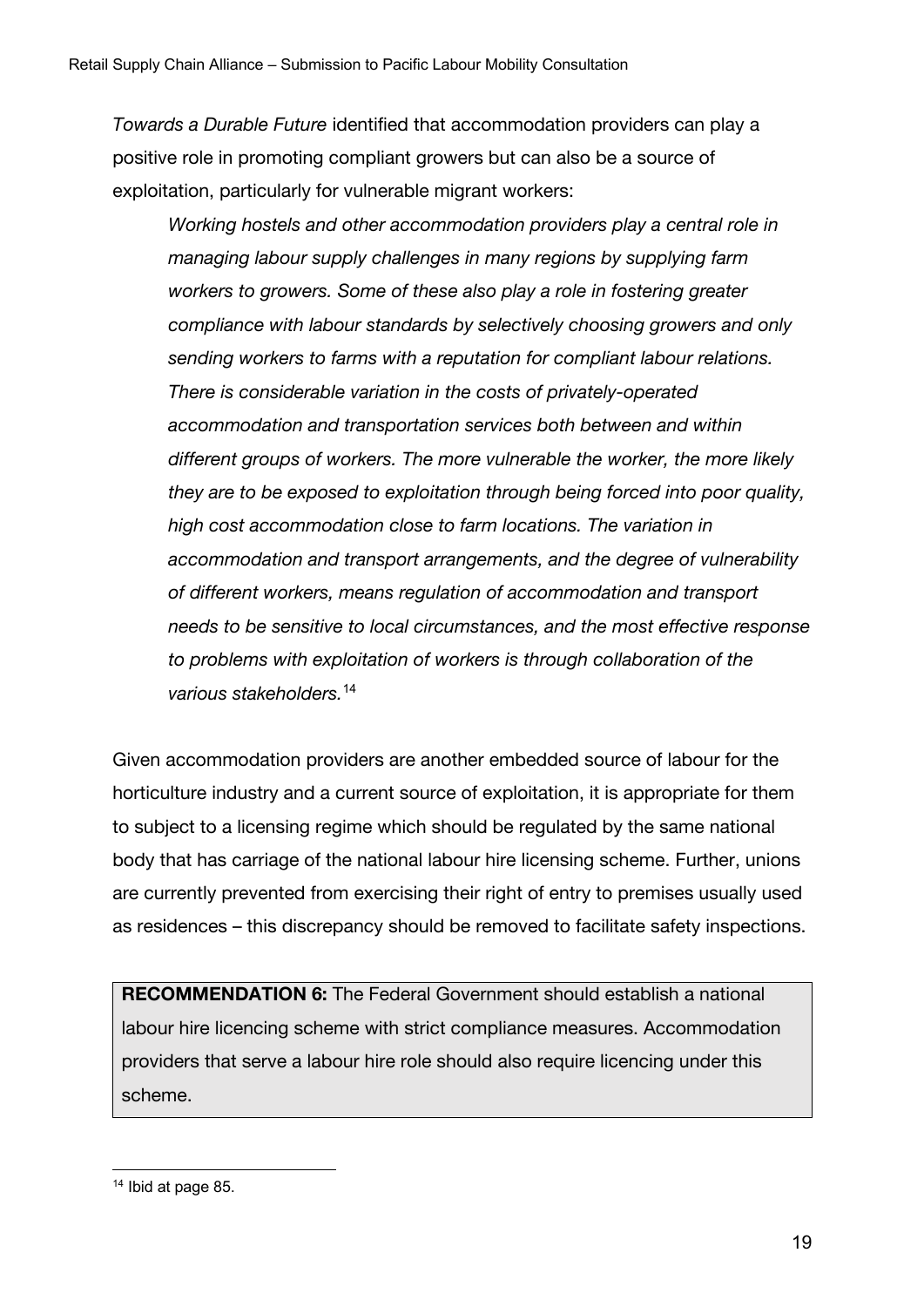*Towards a Durable Future* identified that accommodation providers can play a positive role in promoting compliant growers but can also be a source of exploitation, particularly for vulnerable migrant workers:

> *Working hostels and other accommodation providers play a central role in managing labour supply challenges in many regions by supplying farm workers to growers. Some of these also play a role in fostering greater compliance with labour standards by selectively choosing growers and only sending workers to farms with a reputation for compliant labour relations. There is considerable variation in the costs of privately-operated accommodation and transportation services both between and within different groups of workers. The more vulnerable the worker, the more likely they are to be exposed to exploitation through being forced into poor quality, high cost accommodation close to farm locations. The variation in accommodation and transport arrangements, and the degree of vulnerability of different workers, means regulation of accommodation and transport needs to be sensitive to local circumstances, and the most effective response to problems with exploitation of workers is through collaboration of the various stakeholders.*[14]

Given accommodation providers are another embedded source of labour for the horticulture industry and a current source of exploitation, it is appropriate for them to subject to a licensing regime which should be regulated by the same national body that has carriage of the national labour hire licensing scheme. Further, unions are currently prevented from exercising their right of entry to premises usually used as residences – this discrepancy should be removed to facilitate safety inspections.

> **RECOMMENDATION 6:** The Federal Government should establish a national labour hire licencing scheme with strict compliance measures. Accommodation providers that serve a labour hire role should also require licencing under this scheme.

[14] Ibid at page 85.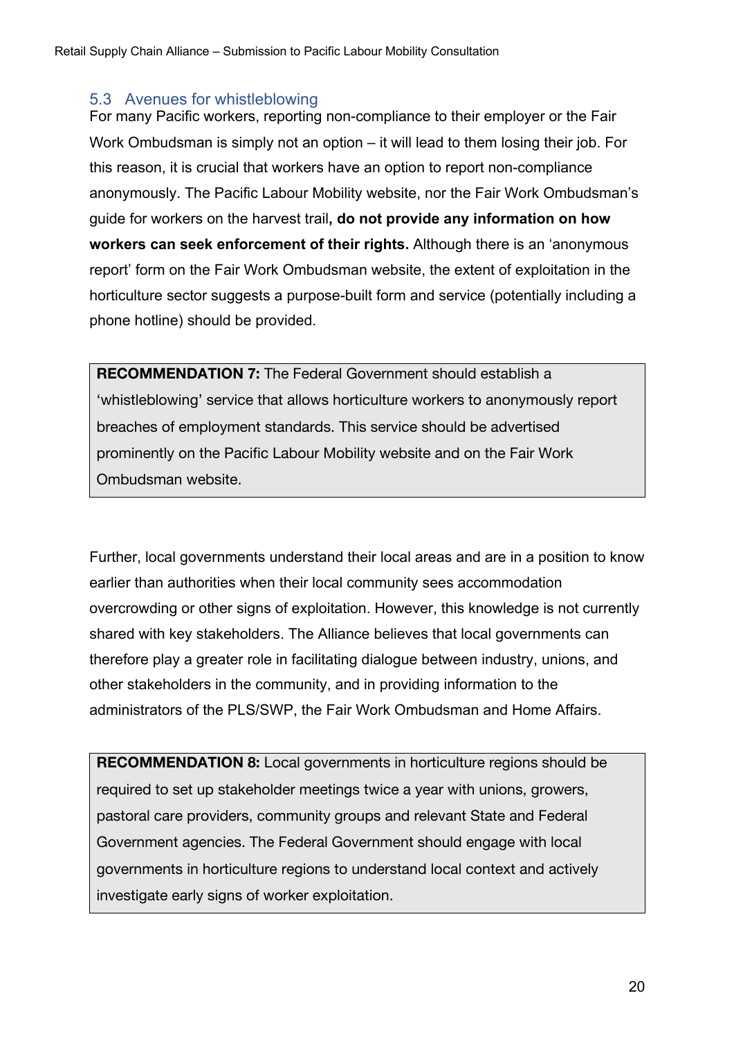### 5.3 Avenues for whistleblowing

For many Pacific workers, reporting non-compliance to their employer or the Fair Work Ombudsman is simply not an option – it will lead to them losing their job. For this reason, it is crucial that workers have an option to report non-compliance anonymously. The Pacific Labour Mobility website, nor the Fair Work Ombudsman's guide for workers on the harvest trail**, do not provide any information on how workers can seek enforcement of their rights.** Although there is an 'anonymous report' form on the Fair Work Ombudsman website, the extent of exploitation in the horticulture sector suggests a purpose-built form and service (potentially including a phone hotline) should be provided.

> **RECOMMENDATION 7:** The Federal Government should establish a 'whistleblowing' service that allows horticulture workers to anonymously report breaches of employment standards. This service should be advertised prominently on the Pacific Labour Mobility website and on the Fair Work Ombudsman website.

Further, local governments understand their local areas and are in a position to know earlier than authorities when their local community sees accommodation overcrowding or other signs of exploitation. However, this knowledge is not currently shared with key stakeholders. The Alliance believes that local governments can therefore play a greater role in facilitating dialogue between industry, unions, and other stakeholders in the community, and in providing information to the administrators of the PLS/SWP, the Fair Work Ombudsman and Home Affairs.

> **RECOMMENDATION 8:** Local governments in horticulture regions should be required to set up stakeholder meetings twice a year with unions, growers, pastoral care providers, community groups and relevant State and Federal Government agencies. The Federal Government should engage with local governments in horticulture regions to understand local context and actively investigate early signs of worker exploitation.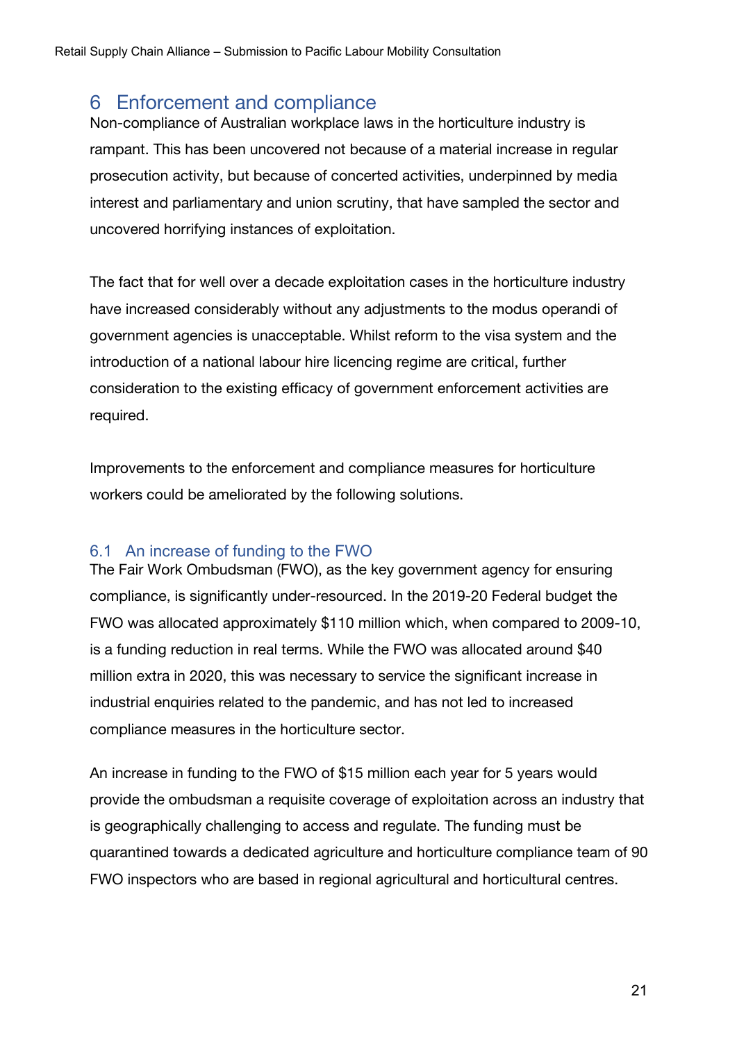# 6 Enforcement and compliance

Non-compliance of Australian workplace laws in the horticulture industry is rampant. This has been uncovered not because of a material increase in regular prosecution activity, but because of concerted activities, underpinned by media interest and parliamentary and union scrutiny, that have sampled the sector and uncovered horrifying instances of exploitation.

The fact that for well over a decade exploitation cases in the horticulture industry have increased considerably without any adjustments to the modus operandi of government agencies is unacceptable. Whilst reform to the visa system and the introduction of a national labour hire licencing regime are critical, further consideration to the existing efficacy of government enforcement activities are required.

Improvements to the enforcement and compliance measures for horticulture workers could be ameliorated by the following solutions.

## 6.1 An increase of funding to the FWO

The Fair Work Ombudsman (FWO), as the key government agency for ensuring compliance, is significantly under-resourced. In the 2019-20 Federal budget the FWO was allocated approximately $110 million which, when compared to 2009-10, is a funding reduction in real terms. While the FWO was allocated around $40 million extra in 2020, this was necessary to service the significant increase in industrial enquiries related to the pandemic, and has not led to increased compliance measures in the horticulture sector.

An increase in funding to the FWO of $15 million each year for 5 years would provide the ombudsman a requisite coverage of exploitation across an industry that is geographically challenging to access and regulate. The funding must be quarantined towards a dedicated agriculture and horticulture compliance team of 90 FWO inspectors who are based in regional agricultural and horticultural centres.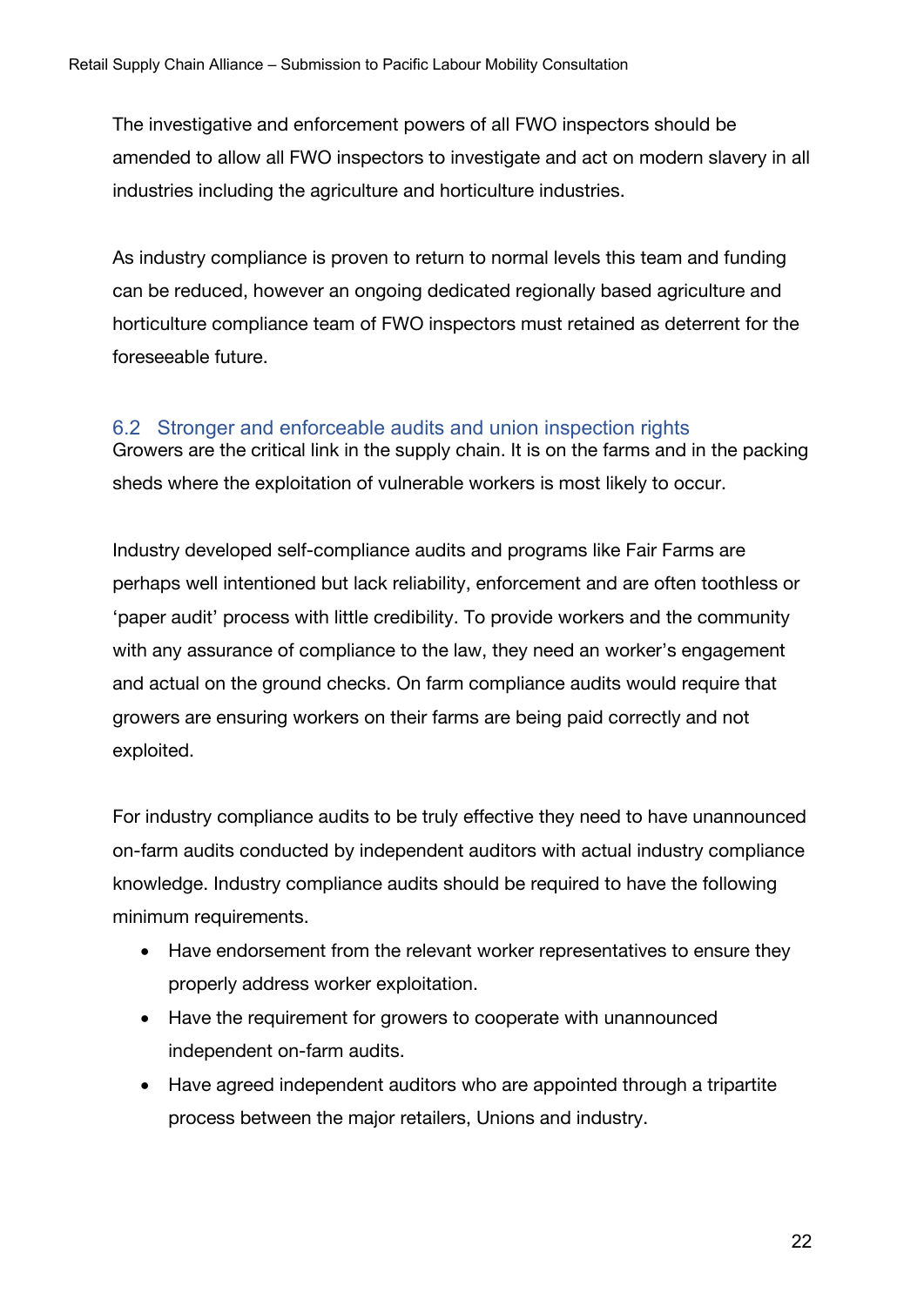The investigative and enforcement powers of all FWO inspectors should be amended to allow all FWO inspectors to investigate and act on modern slavery in all industries including the agriculture and horticulture industries.

As industry compliance is proven to return to normal levels this team and funding can be reduced, however an ongoing dedicated regionally based agriculture and horticulture compliance team of FWO inspectors must retained as deterrent for the foreseeable future.

## 6.2 Stronger and enforceable audits and union inspection rights

Growers are the critical link in the supply chain. It is on the farms and in the packing sheds where the exploitation of vulnerable workers is most likely to occur.

Industry developed self-compliance audits and programs like Fair Farms are perhaps well intentioned but lack reliability, enforcement and are often toothless or 'paper audit' process with little credibility. To provide workers and the community with any assurance of compliance to the law, they need an worker's engagement and actual on the ground checks. On farm compliance audits would require that growers are ensuring workers on their farms are being paid correctly and not exploited.

For industry compliance audits to be truly effective they need to have unannounced on-farm audits conducted by independent auditors with actual industry compliance knowledge. Industry compliance audits should be required to have the following minimum requirements.

- Have endorsement from the relevant worker representatives to ensure they properly address worker exploitation.
- Have the requirement for growers to cooperate with unannounced independent on-farm audits.
- Have agreed independent auditors who are appointed through a tripartite process between the major retailers, Unions and industry.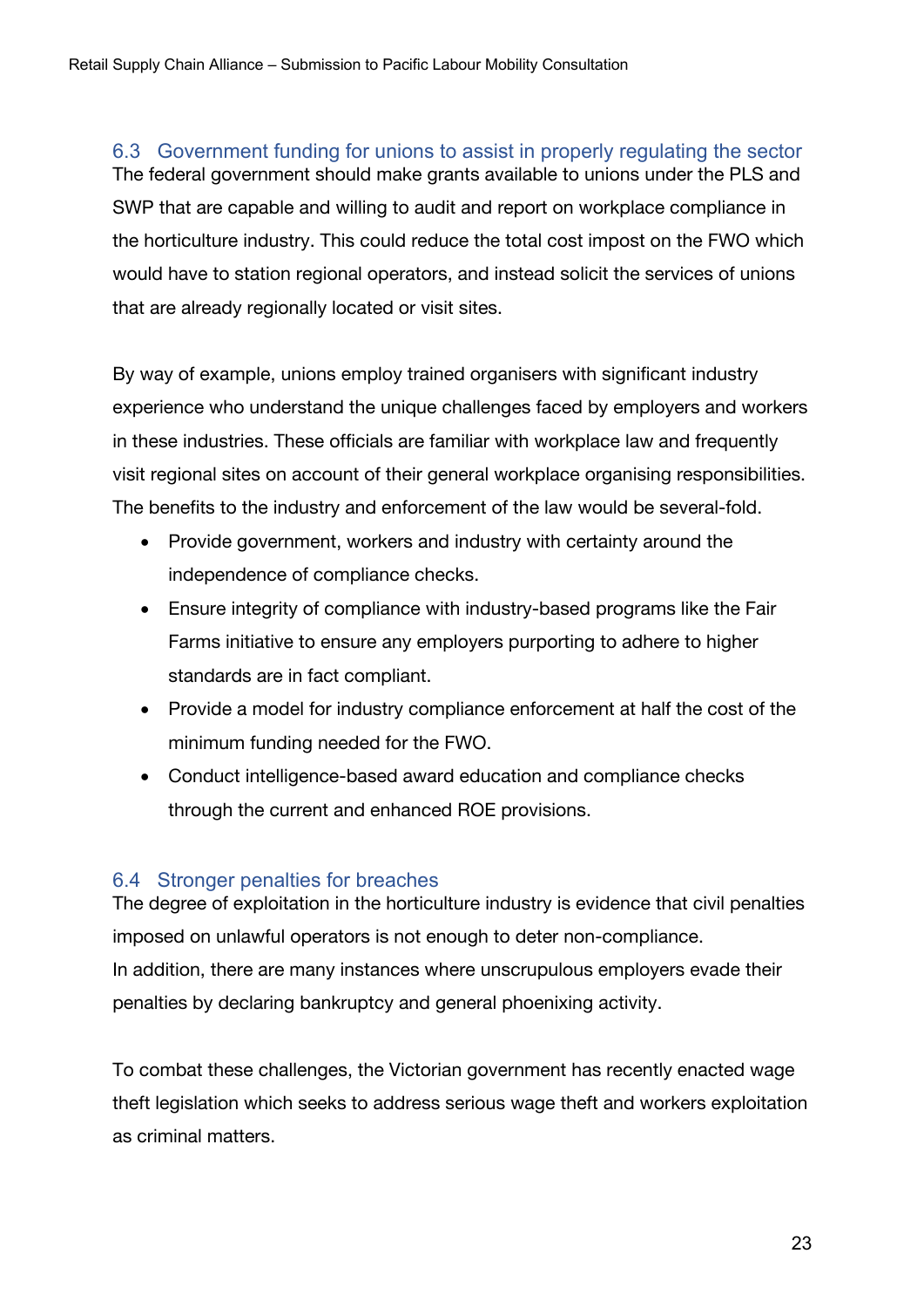## 6.3 Government funding for unions to assist in properly regulating the sector

The federal government should make grants available to unions under the PLS and SWP that are capable and willing to audit and report on workplace compliance in the horticulture industry. This could reduce the total cost impost on the FWO which would have to station regional operators, and instead solicit the services of unions that are already regionally located or visit sites.

By way of example, unions employ trained organisers with significant industry experience who understand the unique challenges faced by employers and workers in these industries. These officials are familiar with workplace law and frequently visit regional sites on account of their general workplace organising responsibilities. The benefits to the industry and enforcement of the law would be several-fold.

- Provide government, workers and industry with certainty around the independence of compliance checks.
- Ensure integrity of compliance with industry-based programs like the Fair Farms initiative to ensure any employers purporting to adhere to higher standards are in fact compliant.
- Provide a model for industry compliance enforcement at half the cost of the minimum funding needed for the FWO.
- Conduct intelligence-based award education and compliance checks through the current and enhanced ROE provisions.

## 6.4 Stronger penalties for breaches

The degree of exploitation in the horticulture industry is evidence that civil penalties imposed on unlawful operators is not enough to deter non-compliance.
In addition, there are many instances where unscrupulous employers evade their penalties by declaring bankruptcy and general phoenixing activity.

To combat these challenges, the Victorian government has recently enacted wage theft legislation which seeks to address serious wage theft and workers exploitation as criminal matters.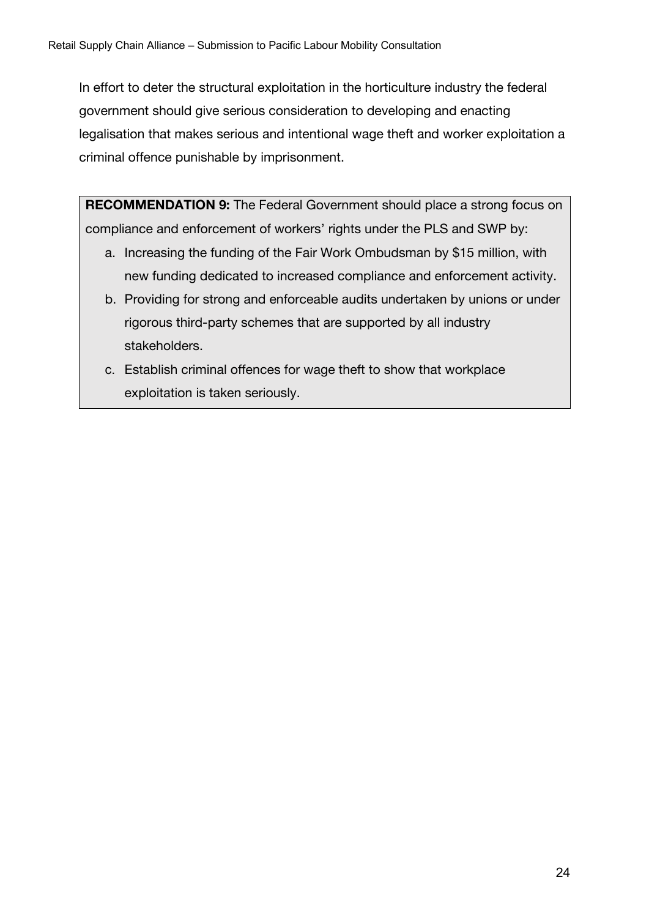In effort to deter the structural exploitation in the horticulture industry the federal government should give serious consideration to developing and enacting legalisation that makes serious and intentional wage theft and worker exploitation a criminal offence punishable by imprisonment.

> **RECOMMENDATION 9:** The Federal Government should place a strong focus on compliance and enforcement of workers' rights under the PLS and SWP by:
>
> a. Increasing the funding of the Fair Work Ombudsman by $15 million, with new funding dedicated to increased compliance and enforcement activity.
> b. Providing for strong and enforceable audits undertaken by unions or under rigorous third-party schemes that are supported by all industry stakeholders.
> c. Establish criminal offences for wage theft to show that workplace exploitation is taken seriously.